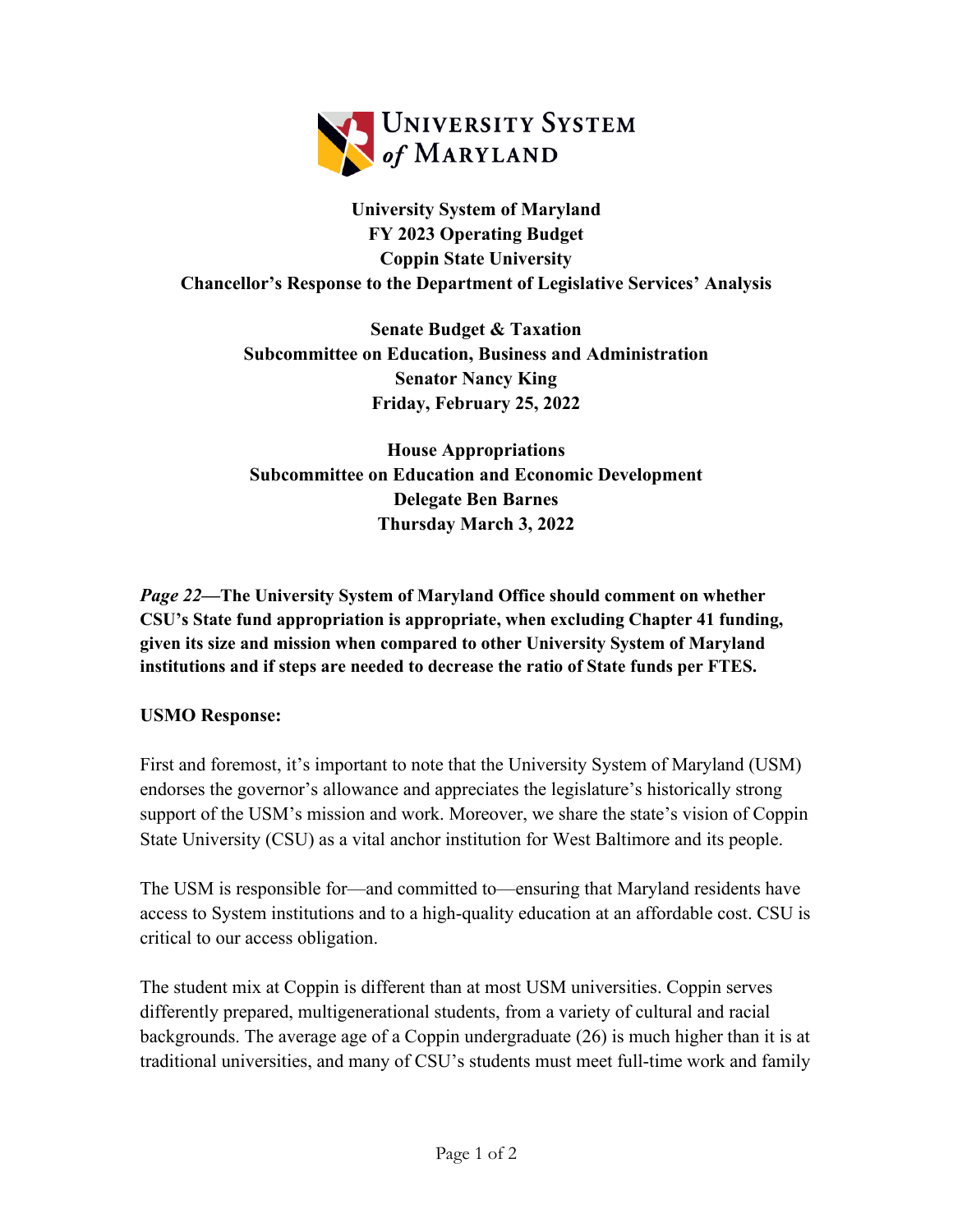**University System of Maryland**
**FY 2023 Operating Budget**
**Coppin State University**
**Chancellor's Response to the Department of Legislative Services' Analysis**

**Senate Budget & Taxation**
**Subcommittee on Education, Business and Administration**
**Senator Nancy King**
**Friday, February 25, 2022**

**House Appropriations**
**Subcommittee on Education and Economic Development**
**Delegate Ben Barnes**
**Thursday March 3, 2022**

***Page 22*—The University System of Maryland Office should comment on whether CSU's State fund appropriation is appropriate, when excluding Chapter 41 funding, given its size and mission when compared to other University System of Maryland institutions and if steps are needed to decrease the ratio of State funds per FTES.**

**USMO Response:**

First and foremost, it's important to note that the University System of Maryland (USM) endorses the governor's allowance and appreciates the legislature's historically strong support of the USM's mission and work. Moreover, we share the state's vision of Coppin State University (CSU) as a vital anchor institution for West Baltimore and its people.

The USM is responsible for—and committed to—ensuring that Maryland residents have access to System institutions and to a high-quality education at an affordable cost. CSU is critical to our access obligation.

The student mix at Coppin is different than at most USM universities. Coppin serves differently prepared, multigenerational students, from a variety of cultural and racial backgrounds. The average age of a Coppin undergraduate (26) is much higher than it is at traditional universities, and many of CSU's students must meet full-time work and family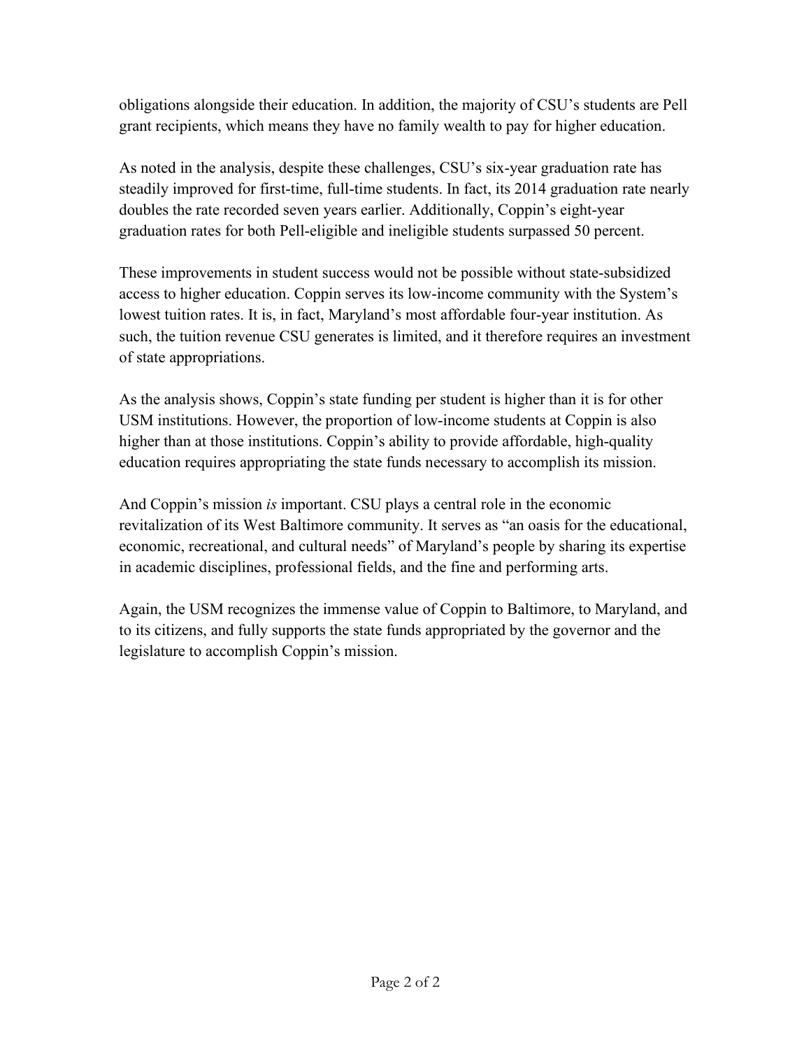obligations alongside their education. In addition, the majority of CSU's students are Pell grant recipients, which means they have no family wealth to pay for higher education.

As noted in the analysis, despite these challenges, CSU's six-year graduation rate has steadily improved for first-time, full-time students. In fact, its 2014 graduation rate nearly doubles the rate recorded seven years earlier. Additionally, Coppin's eight-year graduation rates for both Pell-eligible and ineligible students surpassed 50 percent.

These improvements in student success would not be possible without state-subsidized access to higher education. Coppin serves its low-income community with the System's lowest tuition rates. It is, in fact, Maryland's most affordable four-year institution. As such, the tuition revenue CSU generates is limited, and it therefore requires an investment of state appropriations.

As the analysis shows, Coppin's state funding per student is higher than it is for other USM institutions. However, the proportion of low-income students at Coppin is also higher than at those institutions. Coppin's ability to provide affordable, high-quality education requires appropriating the state funds necessary to accomplish its mission.

And Coppin's mission *is* important. CSU plays a central role in the economic revitalization of its West Baltimore community. It serves as "an oasis for the educational, economic, recreational, and cultural needs" of Maryland's people by sharing its expertise in academic disciplines, professional fields, and the fine and performing arts.

Again, the USM recognizes the immense value of Coppin to Baltimore, to Maryland, and to its citizens, and fully supports the state funds appropriated by the governor and the legislature to accomplish Coppin's mission.